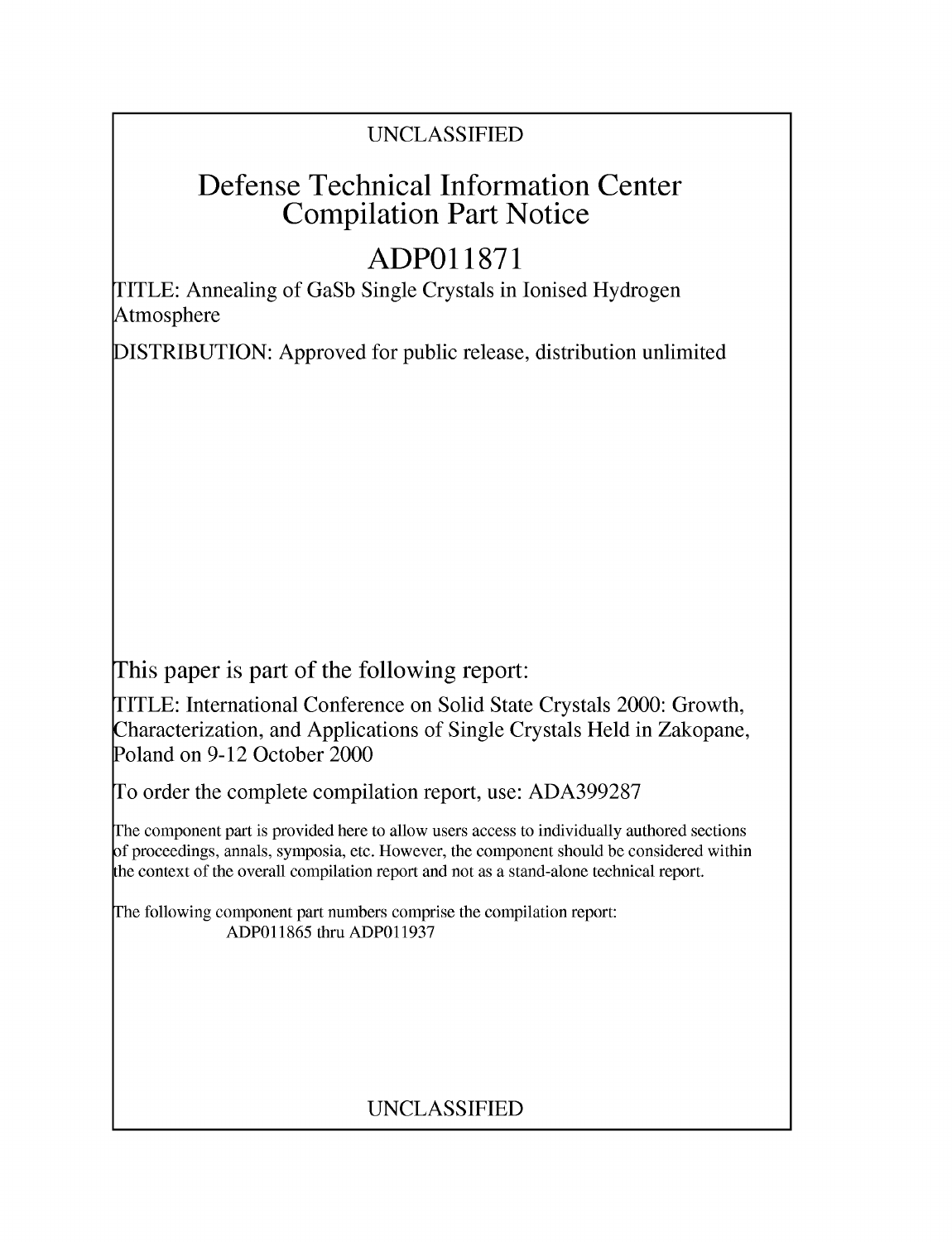UNCLASSIFIED

# Defense Technical Information Center Compilation Part Notice

## ADP011871

TITLE: Annealing of GaSb Single Crystals in Ionised Hydrogen Atmosphere

DISTRIBUTION: Approved for public release, distribution unlimited

This paper is part of the following report:

TITLE: International Conference on Solid State Crystals 2000: Growth, Characterization, and Applications of Single Crystals Held in Zakopane, Poland on 9-12 October 2000

To order the complete compilation report, use: ADA399287

The component part is provided here to allow users access to individually authored sections of proceedings, annals, symposia, etc. However, the component should be considered within the context of the overall compilation report and not as a stand-alone technical report.

The following component part numbers comprise the compilation report:
ADP011865 thru ADP011937

UNCLASSIFIED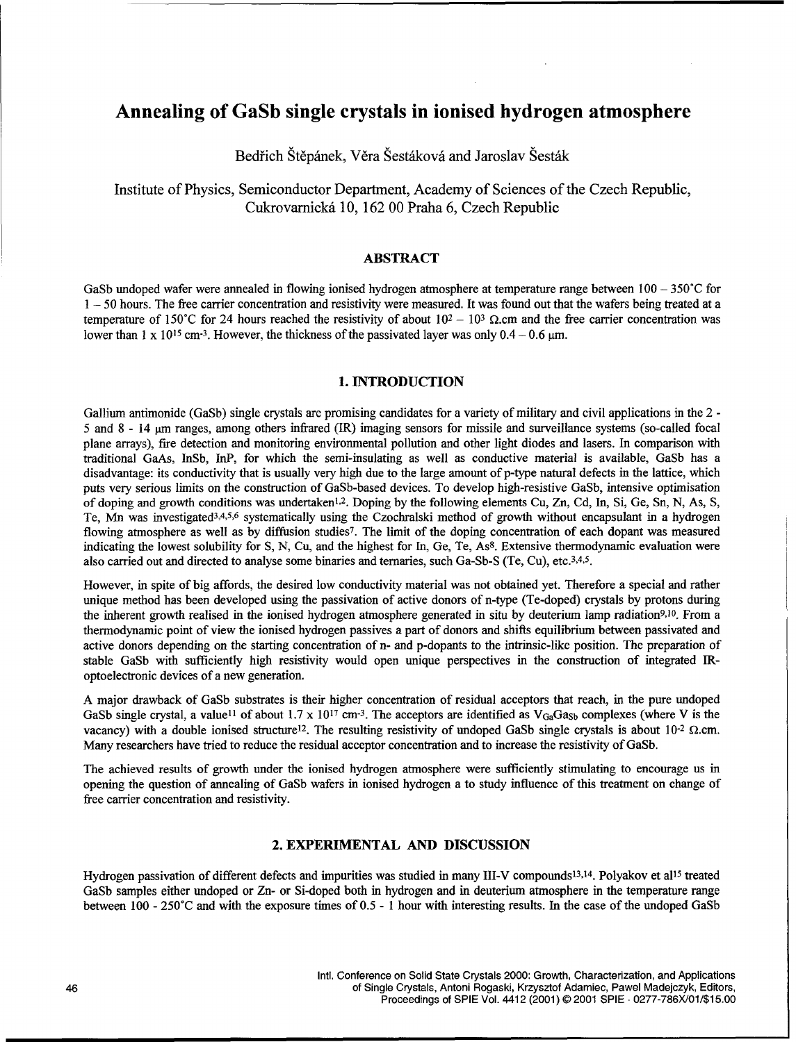# Annealing of GaSb single crystals in ionised hydrogen atmosphere

Bedřich Štěpánek, Věra Šestáková and Jaroslav Šesták

Institute of Physics, Semiconductor Department, Academy of Sciences of the Czech Republic, Cukrovarnická 10, 162 00 Praha 6, Czech Republic

## ABSTRACT

GaSb undoped wafer were annealed in flowing ionised hydrogen atmosphere at temperature range between 100 – 350°C for 1 – 50 hours. The free carrier concentration and resistivity were measured. It was found out that the wafers being treated at a temperature of 150°C for 24 hours reached the resistivity of about $10^2 - 10^3$ Ω.cm and the free carrier concentration was lower than $1 \times 10^{15}$ cm$^{-3}$. However, the thickness of the passivated layer was only 0.4 – 0.6 μm.

## 1. INTRODUCTION

Gallium antimonide (GaSb) single crystals are promising candidates for a variety of military and civil applications in the 2 - 5 and 8 - 14 μm ranges, among others infrared (IR) imaging sensors for missile and surveillance systems (so-called focal plane arrays), fire detection and monitoring environmental pollution and other light diodes and lasers. In comparison with traditional GaAs, InSb, InP, for which the semi-insulating as well as conductive material is available, GaSb has a disadvantage: its conductivity that is usually very high due to the large amount of p-type natural defects in the lattice, which puts very serious limits on the construction of GaSb-based devices. To develop high-resistive GaSb, intensive optimisation of doping and growth conditions was undertaken[1,2]. Doping by the following elements Cu, Zn, Cd, In, Si, Ge, Sn, N, As, S, Te, Mn was investigated[3,4,5,6] systematically using the Czochralski method of growth without encapsulant in a hydrogen flowing atmosphere as well as by diffusion studies[7]. The limit of the doping concentration of each dopant was measured indicating the lowest solubility for S, N, Cu, and the highest for In, Ge, Te, As[8]. Extensive thermodynamic evaluation were also carried out and directed to analyse some binaries and ternaries, such Ga-Sb-S (Te, Cu), etc.[3,4,5].

However, in spite of big affords, the desired low conductivity material was not obtained yet. Therefore a special and rather unique method has been developed using the passivation of active donors of n-type (Te-doped) crystals by protons during the inherent growth realised in the ionised hydrogen atmosphere generated in situ by deuterium lamp radiation[9,10]. From a thermodynamic point of view the ionised hydrogen passives a part of donors and shifts equilibrium between passivated and active donors depending on the starting concentration of n- and p-dopants to the intrinsic-like position. The preparation of stable GaSb with sufficiently high resistivity would open unique perspectives in the construction of integrated IR-optoelectronic devices of a new generation.

A major drawback of GaSb substrates is their higher concentration of residual acceptors that reach, in the pure undoped GaSb single crystal, a value[11] of about $1.7 \times 10^{17}$ cm$^{-3}$. The acceptors are identified as $V_{Ga}Ga_{Sb}$ complexes (where V is the vacancy) with a double ionised structure[12]. The resulting resistivity of undoped GaSb single crystals is about $10^{-2}$ Ω.cm. Many researchers have tried to reduce the residual acceptor concentration and to increase the resistivity of GaSb.

The achieved results of growth under the ionised hydrogen atmosphere were sufficiently stimulating to encourage us in opening the question of annealing of GaSb wafers in ionised hydrogen a to study influence of this treatment on change of free carrier concentration and resistivity.

## 2. EXPERIMENTAL AND DISCUSSION

Hydrogen passivation of different defects and impurities was studied in many III-V compounds[13,14]. Polyakov et al[15] treated GaSb samples either undoped or Zn- or Si-doped both in hydrogen and in deuterium atmosphere in the temperature range between 100 - 250°C and with the exposure times of 0.5 - 1 hour with interesting results. In the case of the undoped GaSb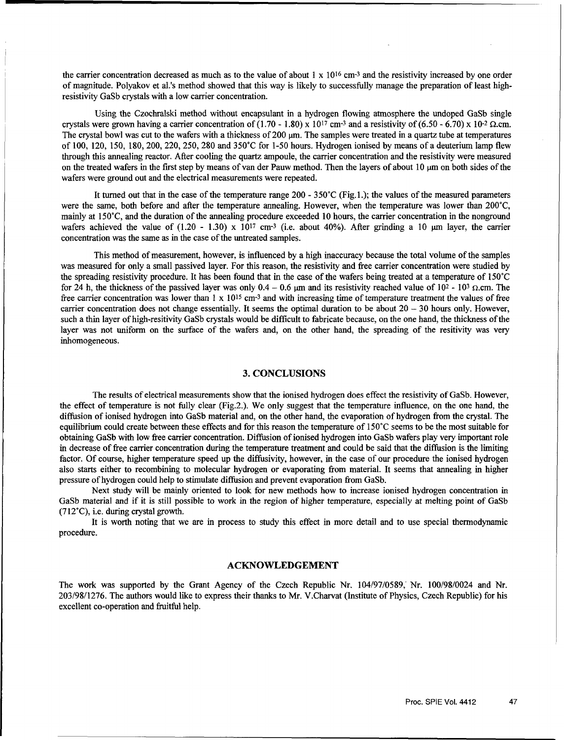the carrier concentration decreased as much as to the value of about $1 \times 10^{16}$ cm$^{-3}$ and the resistivity increased by one order of magnitude. Polyakov et al.'s method showed that this way is likely to successfully manage the preparation of least high-resistivity GaSb crystals with a low carrier concentration.

Using the Czochralski method without encapsulant in a hydrogen flowing atmosphere the undoped GaSb single crystals were grown having a carrier concentration of $(1.70 - 1.80) \times 10^{17}$ cm$^{-3}$ and a resistivity of $(6.50 - 6.70) \times 10^{-2}$ Ω.cm. The crystal bowl was cut to the wafers with a thickness of 200 μm. The samples were treated in a quartz tube at temperatures of 100, 120, 150, 180, 200, 220, 250, 280 and 350°C for 1-50 hours. Hydrogen ionised by means of a deuterium lamp flew through this annealing reactor. After cooling the quartz ampoule, the carrier concentration and the resistivity were measured on the treated wafers in the first step by means of van der Pauw method. Then the layers of about 10 μm on both sides of the wafers were ground out and the electrical measurements were repeated.

It turned out that in the case of the temperature range 200 - 350°C (Fig.1.); the values of the measured parameters were the same, both before and after the temperature annealing. However, when the temperature was lower than 200°C, mainly at 150°C, and the duration of the annealing procedure exceeded 10 hours, the carrier concentration in the nonground wafers achieved the value of $(1.20 - 1.30) \times 10^{17}$ cm$^{-3}$ (i.e. about 40%). After grinding a 10 μm layer, the carrier concentration was the same as in the case of the untreated samples.

This method of measurement, however, is influenced by a high inaccuracy because the total volume of the samples was measured for only a small passived layer. For this reason, the resistivity and free carrier concentration were studied by the spreading resistivity procedure. It has been found that in the case of the wafers being treated at a temperature of 150°C for 24 h, the thickness of the passived layer was only 0.4 – 0.6 μm and its resistivity reached value of $10^2$ - $10^3$ Ω.cm. The free carrier concentration was lower than $1 \times 10^{15}$ cm$^{-3}$ and with increasing time of temperature treatment the values of free carrier concentration does not change essentially. It seems the optimal duration to be about 20 – 30 hours only. However, such a thin layer of high-resitivity GaSb crystals would be difficult to fabricate because, on the one hand, the thickness of the layer was not uniform on the surface of the wafers and, on the other hand, the spreading of the resitivity was very inhomogeneous.

## 3. CONCLUSIONS

The results of electrical measurements show that the ionised hydrogen does effect the resistivity of GaSb. However, the effect of temperature is not fully clear (Fig.2.). We only suggest that the temperature influence, on the one hand, the diffusion of ionised hydrogen into GaSb material and, on the other hand, the evaporation of hydrogen from the crystal. The equilibrium could create between these effects and for this reason the temperature of 150°C seems to be the most suitable for obtaining GaSb with low free carrier concentration. Diffusion of ionised hydrogen into GaSb wafers play very important role in decrease of free carrier concentration during the temperature treatment and could be said that the diffusion is the limiting factor. Of course, higher temperature speed up the diffusivity, however, in the case of our procedure the ionised hydrogen also starts either to recombining to molecular hydrogen or evaporating from material. It seems that annealing in higher pressure of hydrogen could help to stimulate diffusion and prevent evaporation from GaSb.

Next study will be mainly oriented to look for new methods how to increase ionised hydrogen concentration in GaSb material and if it is still possible to work in the region of higher temperature, especially at melting point of GaSb (712°C), i.e. during crystal growth.

It is worth noting that we are in process to study this effect in more detail and to use special thermodynamic procedure.

## ACKNOWLEDGEMENT

The work was supported by the Grant Agency of the Czech Republic Nr. 104/97/0589, Nr. 100/98/0024 and Nr. 203/98/1276. The authors would like to express their thanks to Mr. V.Charvat (Institute of Physics, Czech Republic) for his excellent co-operation and fruitful help.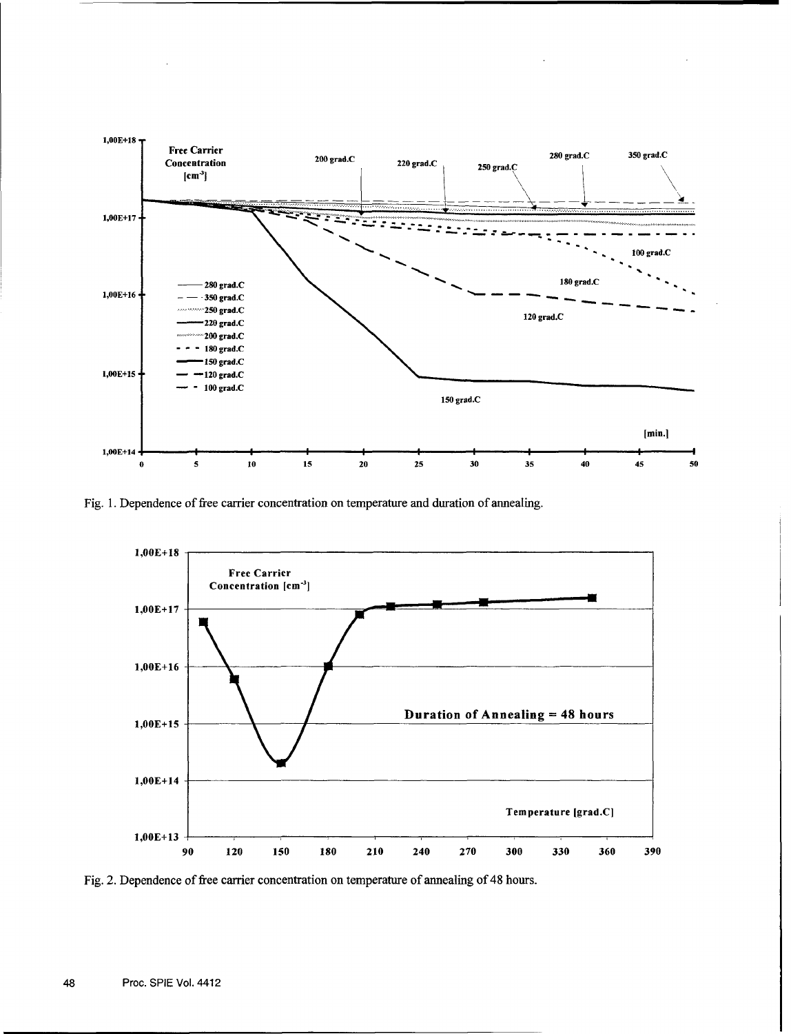Fig. 1. Dependence of free carrier concentration on temperature and duration of annealing.

Fig. 2. Dependence of free carrier concentration on temperature of annealing of 48 hours.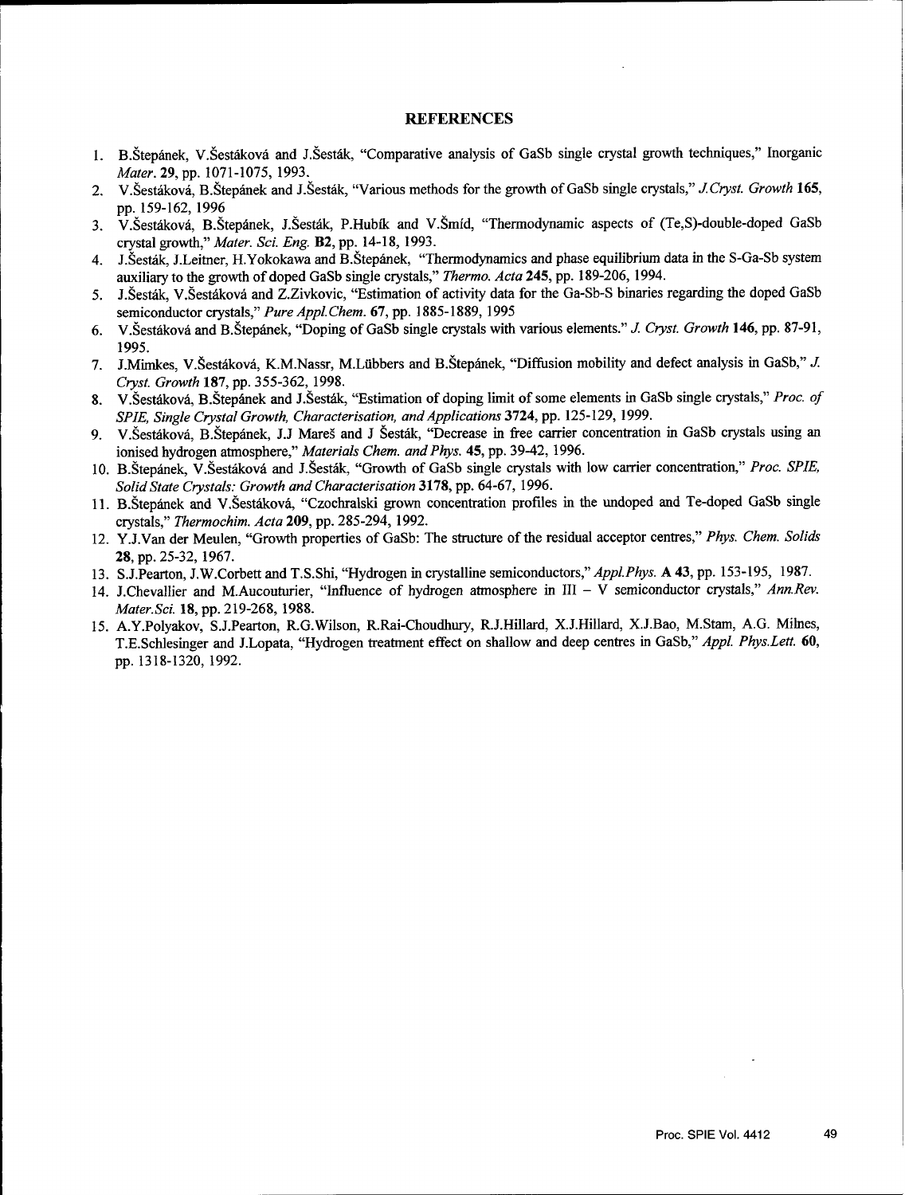## REFERENCES

1. B.Štepánek, V.Šestáková and J.Šesták, "Comparative analysis of GaSb single crystal growth techniques," Inorganic *Mater.* **29**, pp. 1071-1075, 1993.
2. V.Šestáková, B.Štepánek and J.Šesták, "Various methods for the growth of GaSb single crystals," *J.Cryst. Growth* **165**, pp. 159-162, 1996
3. V.Šestáková, B.Štepánek, J.Šesták, P.Hubík and V.Šmíd, "Thermodynamic aspects of (Te,S)-double-doped GaSb crystal growth," *Mater. Sci. Eng.* **B2**, pp. 14-18, 1993.
4. J.Šesták, J.Leitner, H.Yokokawa and B.Štepánek, "Thermodynamics and phase equilibrium data in the S-Ga-Sb system auxiliary to the growth of doped GaSb single crystals," *Thermo. Acta* **245**, pp. 189-206, 1994.
5. J.Šesták, V.Šestáková and Z.Zivkovic, "Estimation of activity data for the Ga-Sb-S binaries regarding the doped GaSb semiconductor crystals," *Pure Appl.Chem.* **67**, pp. 1885-1889, 1995
6. V.Šestáková and B.Štepánek, "Doping of GaSb single crystals with various elements." *J. Cryst. Growth* **146**, pp. 87-91, 1995.
7. J.Mimkes, V.Šestáková, K.M.Nassr, M.Lübbers and B.Štepánek, "Diffusion mobility and defect analysis in GaSb," *J. Cryst. Growth* **187**, pp. 355-362, 1998.
8. V.Šestáková, B.Štepánek and J.Šesták, "Estimation of doping limit of some elements in GaSb single crystals," *Proc. of SPIE, Single Crystal Growth, Characterisation, and Applications* **3724**, pp. 125-129, 1999.
9. V.Šestáková, B.Štepánek, J.J Mareš and J Šesták, "Decrease in free carrier concentration in GaSb crystals using an ionised hydrogen atmosphere," *Materials Chem. and Phys.* **45**, pp. 39-42, 1996.
10. B.Štepánek, V.Šestáková and J.Šesták, "Growth of GaSb single crystals with low carrier concentration," *Proc. SPIE, Solid State Crystals: Growth and Characterisation* **3178**, pp. 64-67, 1996.
11. B.Štepánek and V.Šestáková, "Czochralski grown concentration profiles in the undoped and Te-doped GaSb single crystals," *Thermochim. Acta* **209**, pp. 285-294, 1992.
12. Y.J.Van der Meulen, "Growth properties of GaSb: The structure of the residual acceptor centres," *Phys. Chem. Solids* **28**, pp. 25-32, 1967.
13. S.J.Pearton, J.W.Corbett and T.S.Shi, "Hydrogen in crystalline semiconductors," *Appl.Phys.* **A 43**, pp. 153-195, 1987.
14. J.Chevallier and M.Aucouturier, "Influence of hydrogen atmosphere in III – V semiconductor crystals," *Ann.Rev. Mater.Sci.* **18**, pp. 219-268, 1988.
15. A.Y.Polyakov, S.J.Pearton, R.G.Wilson, R.Rai-Choudhury, R.J.Hillard, X.J.Hillard, X.J.Bao, M.Stam, A.G. Milnes, T.E.Schlesinger and J.Lopata, "Hydrogen treatment effect on shallow and deep centres in GaSb," *Appl. Phys.Lett.* **60**, pp. 1318-1320, 1992.